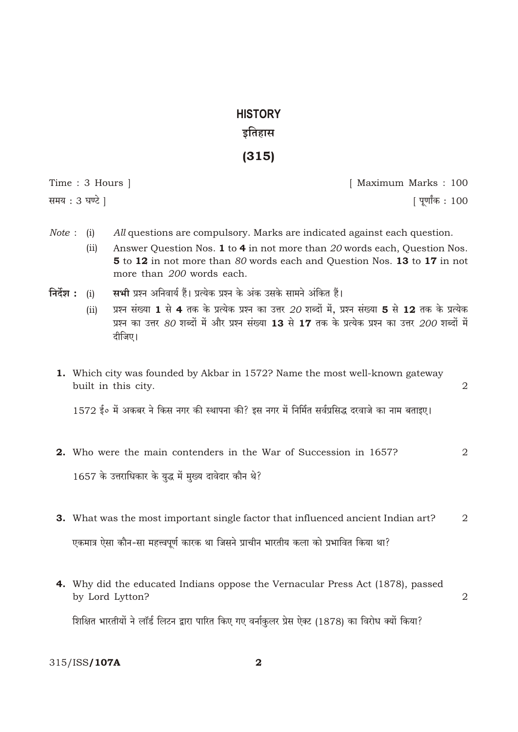# HISTORY

# इतिहास

# (315)

Time : 3 Hours ] [ Maximum Marks : 100

समय : 3 घण्टे ] [ पूर्णांक : 100

*Note* : (i) *All* questions are compulsory. Marks are indicated against each question.

(ii) Answer Question Nos. **1** to **4** in not more than *20* words each, Question Nos. **5** to **12** in not more than *80* words each and Question Nos. **13** to **17** in not more than *200* words each.

**निर्देश :** (i) **सभी** प्रश्न अनिवार्य हैं। प्रत्येक प्रश्न के अंक उसके सामने अंकित हैं।

(ii) प्रश्न संख्या **1** से **4** तक के प्रत्येक प्रश्न का उत्तर *20* शब्दों में, प्रश्न संख्या **5** से **12** तक के प्रत्येक प्रश्न का उत्तर *80* शब्दों में और प्रश्न संख्या **13** से **17** तक के प्रत्येक प्रश्न का उत्तर *200* शब्दों में दीजिए।

**1.** Which city was founded by Akbar in 1572? Name the most well-known gateway built in this city. 2

1572 ई० में अकबर ने किस नगर की स्थापना की? इस नगर में निर्मित सर्वप्रसिद्ध दरवाजे का नाम बताइए।

**2.** Who were the main contenders in the War of Succession in 1657? 2

1657 के उत्तराधिकार के युद्ध में मुख्य दावेदार कौन थे?

**3.** What was the most important single factor that influenced ancient Indian art? 2

एकमात्र ऐसा कौन-सा महत्त्वपूर्ण कारक था जिसने प्राचीन भारतीय कला को प्रभावित किया था?

**4.** Why did the educated Indians oppose the Vernacular Press Act (1878), passed by Lord Lytton? 2

शिक्षित भारतीयों ने लॉर्ड लिटन द्वारा पारित किए गए वर्नाकुलर प्रेस ऐक्ट (1878) का विरोध क्यों किया?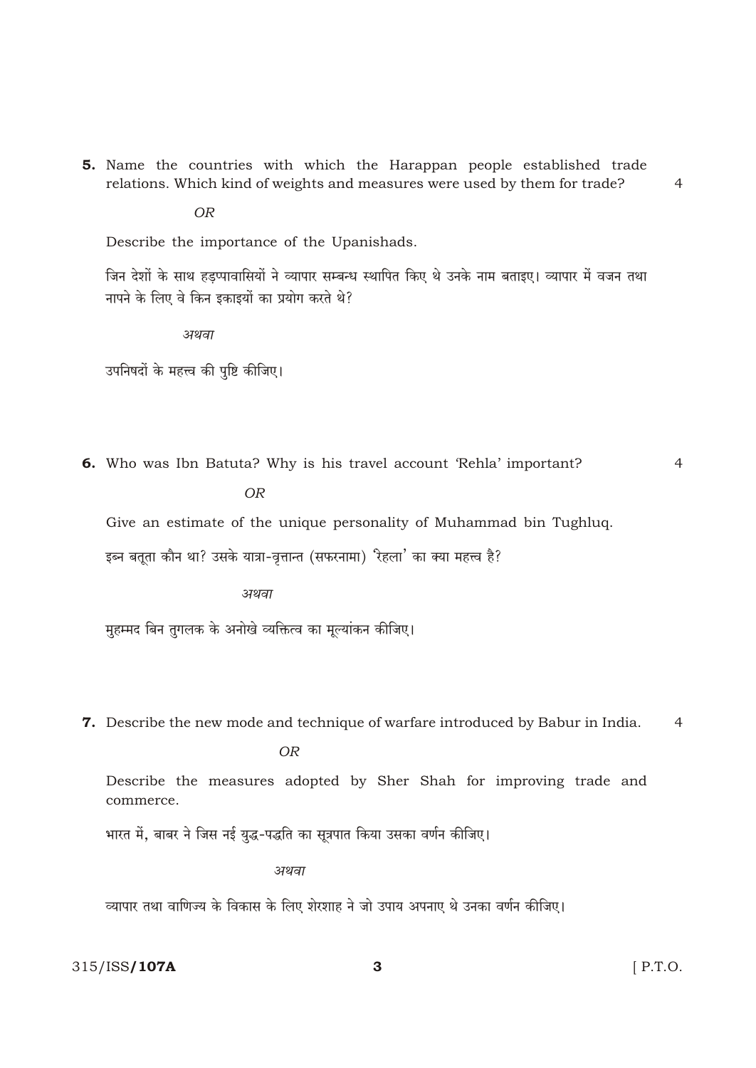**5.** Name the countries with which the Harappan people established trade relations. Which kind of weights and measures were used by them for trade? 4

*OR*

Describe the importance of the Upanishads.

जिन देशों के साथ हड़प्पावासियों ने व्यापार सम्बन्ध स्थापित किए थे उनके नाम बताइए। व्यापार में वजन तथा नापने के लिए वे किन इकाइयों का प्रयोग करते थे?

*अथवा*

उपनिषदों के महत्त्व की पुष्टि कीजिए।

**6.** Who was Ibn Batuta? Why is his travel account 'Rehla' important? 4

*OR*

Give an estimate of the unique personality of Muhammad bin Tughluq.

इब्न बतूता कौन था? उसके यात्रा-वृत्तान्त (सफरनामा) 'रेहला' का क्या महत्त्व है?

*अथवा*

मुहम्मद बिन तुगलक के अनोखे व्यक्तित्व का मूल्यांकन कीजिए।

**7.** Describe the new mode and technique of warfare introduced by Babur in India. 4

*OR*

Describe the measures adopted by Sher Shah for improving trade and commerce.

भारत में, बाबर ने जिस नई युद्ध-पद्धति का सूत्रपात किया उसका वर्णन कीजिए।

*अथवा*

व्यापार तथा वाणिज्य के विकास के लिए शेरशाह ने जो उपाय अपनाए थे उनका वर्णन कीजिए।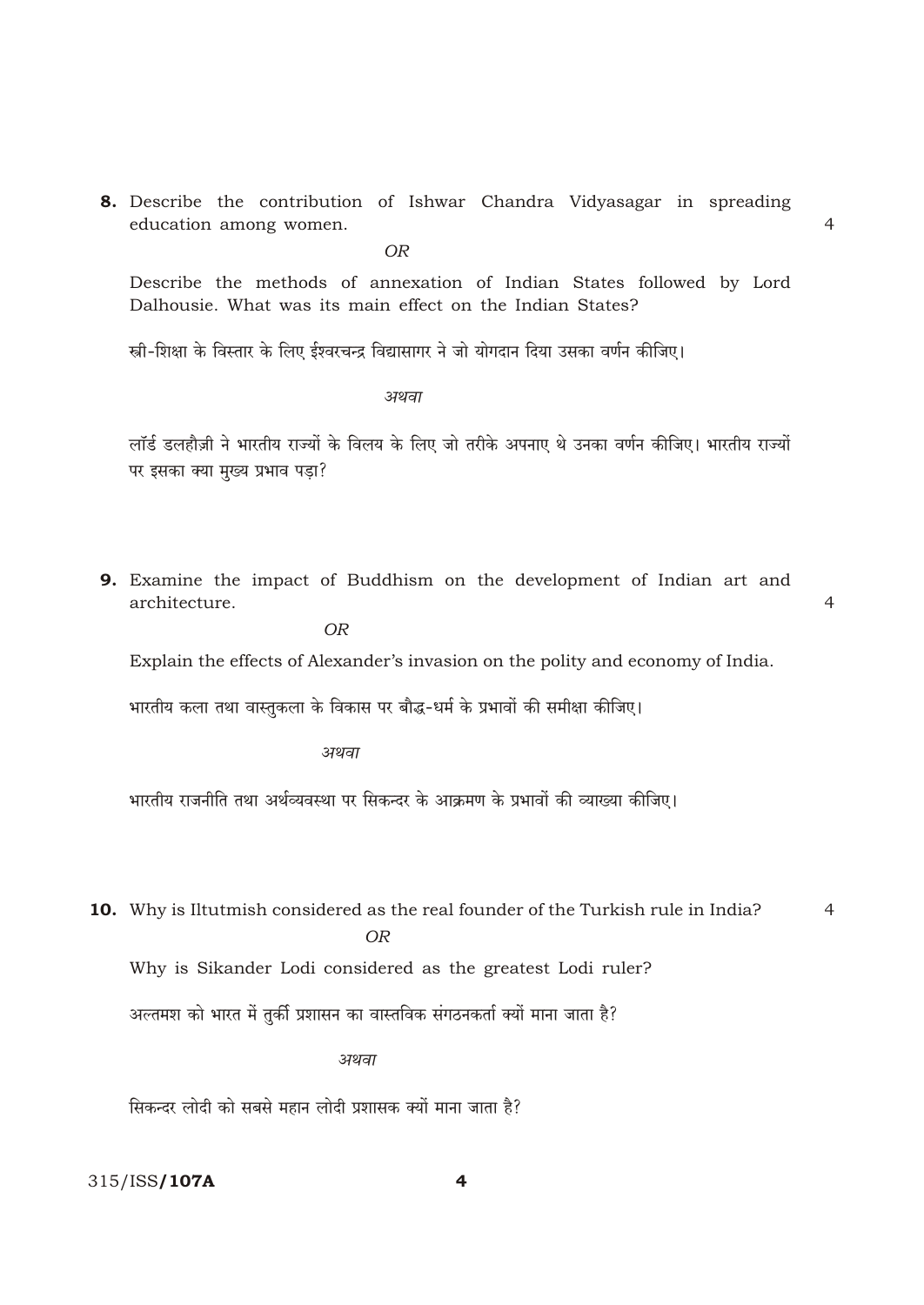**8.** Describe the contribution of Ishwar Chandra Vidyasagar in spreading education among women. 4

*OR*

Describe the methods of annexation of Indian States followed by Lord Dalhousie. What was its main effect on the Indian States?

स्त्री-शिक्षा के विस्तार के लिए ईश्वरचन्द्र विद्यासागर ने जो योगदान दिया उसका वर्णन कीजिए।

*अथवा*

लॉर्ड डलहौज़ी ने भारतीय राज्यों के विलय के लिए जो तरीके अपनाए थे उनका वर्णन कीजिए। भारतीय राज्यों पर इसका क्या मुख्य प्रभाव पड़ा?

**9.** Examine the impact of Buddhism on the development of Indian art and architecture. 4

*OR*

Explain the effects of Alexander's invasion on the polity and economy of India.

भारतीय कला तथा वास्तुकला के विकास पर बौद्ध-धर्म के प्रभावों की समीक्षा कीजिए।

*अथवा*

भारतीय राजनीति तथा अर्थव्यवस्था पर सिकन्दर के आक्रमण के प्रभावों की व्याख्या कीजिए।

**10.** Why is Iltutmish considered as the real founder of the Turkish rule in India? 4

*OR*

Why is Sikander Lodi considered as the greatest Lodi ruler?

अल्तमश को भारत में तुर्की प्रशासन का वास्तविक संगठनकर्ता क्यों माना जाता है?

*अथवा*

सिकन्दर लोदी को सबसे महान लोदी प्रशासक क्यों माना जाता है?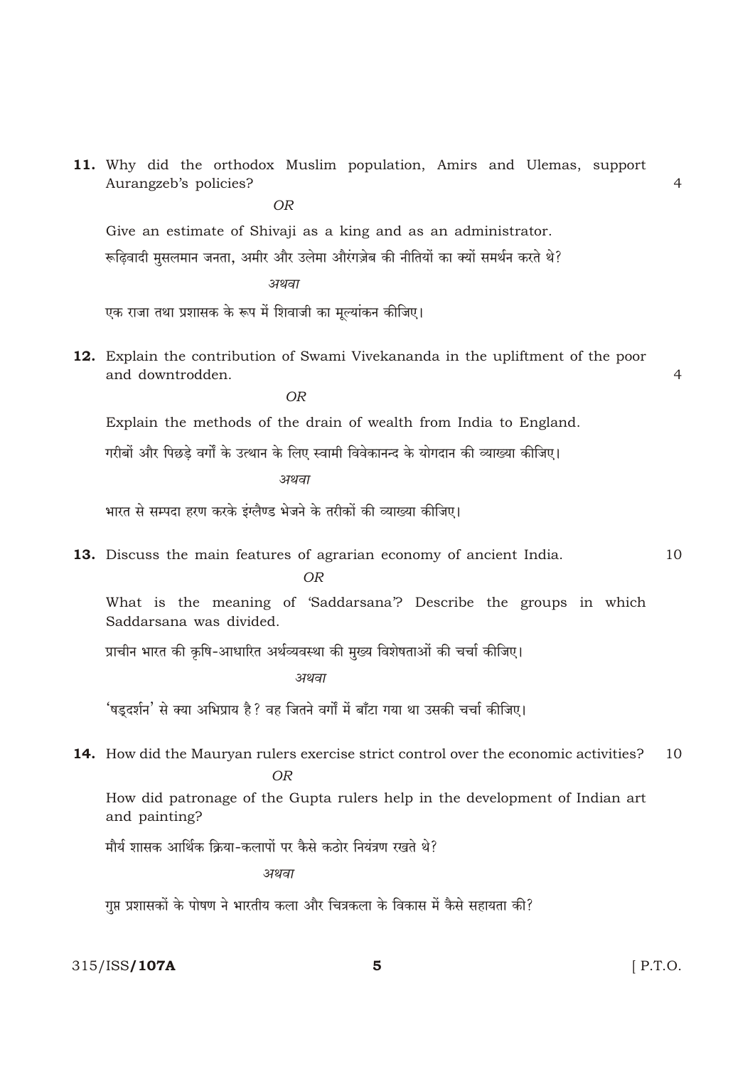**11.** Why did the orthodox Muslim population, Amirs and Ulemas, support Aurangzeb's policies? 4

*OR*

Give an estimate of Shivaji as a king and as an administrator.

रूढ़िवादी मुसलमान जनता, अमीर और उलेमा औरंगज़ेब की नीतियों का क्यों समर्थन करते थे?

*अथवा*

एक राजा तथा प्रशासक के रूप में शिवाजी का मूल्यांकन कीजिए।

**12.** Explain the contribution of Swami Vivekananda in the upliftment of the poor and downtrodden. 4

*OR*

Explain the methods of the drain of wealth from India to England.

गरीबों और पिछड़े वर्गों के उत्थान के लिए स्वामी विवेकानन्द के योगदान की व्याख्या कीजिए।

*अथवा*

भारत से सम्पदा हरण करके इंग्लैण्ड भेजने के तरीकों की व्याख्या कीजिए।

**13.** Discuss the main features of agrarian economy of ancient India. 10

*OR*

What is the meaning of 'Saddarsana'? Describe the groups in which Saddarsana was divided.

प्राचीन भारत की कृषि-आधारित अर्थव्यवस्था की मुख्य विशेषताओं की चर्चा कीजिए।

*अथवा*

'षड्दर्शन' से क्या अभिप्राय है? वह जितने वर्गों में बाँटा गया था उसकी चर्चा कीजिए।

**14.** How did the Mauryan rulers exercise strict control over the economic activities? 10

*OR*

How did patronage of the Gupta rulers help in the development of Indian art and painting?

मौर्य शासक आर्थिक क्रिया-कलापों पर कैसे कठोर नियंत्रण रखते थे?

*अथवा*

गुप्त प्रशासकों के पोषण ने भारतीय कला और चित्रकला के विकास में कैसे सहायता की?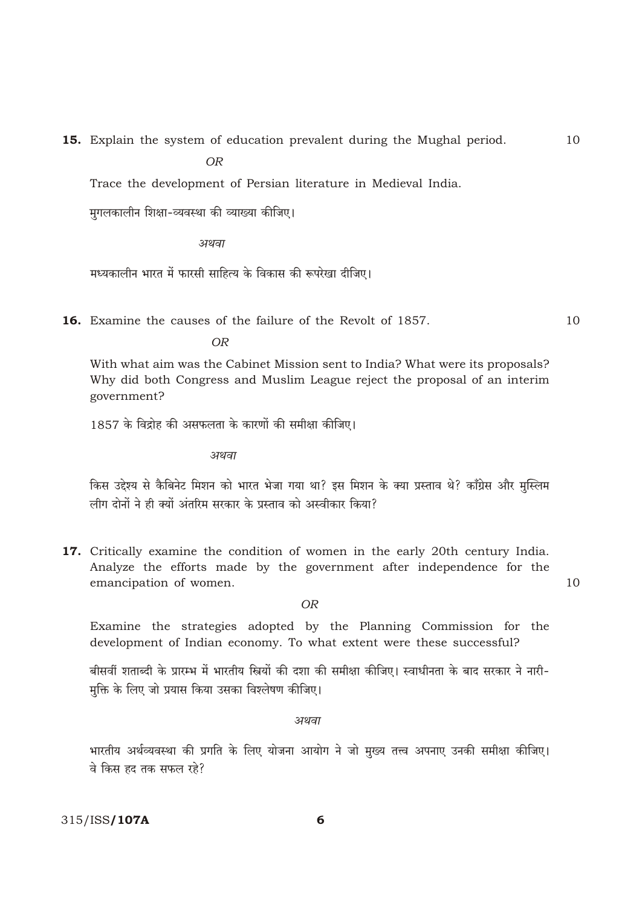**15.** Explain the system of education prevalent during the Mughal period. 10

*OR*

Trace the development of Persian literature in Medieval India.

मुगलकालीन शिक्षा-व्यवस्था की व्याख्या कीजिए।

*अथवा*

मध्यकालीन भारत में फारसी साहित्य के विकास की रूपरेखा दीजिए।

**16.** Examine the causes of the failure of the Revolt of 1857. 10

*OR*

With what aim was the Cabinet Mission sent to India? What were its proposals? Why did both Congress and Muslim League reject the proposal of an interim government?

1857 के विद्रोह की असफलता के कारणों की समीक्षा कीजिए।

*अथवा*

किस उद्देश्य से कैबिनेट मिशन को भारत भेजा गया था? इस मिशन के क्या प्रस्ताव थे? काँग्रेस और मुस्लिम लीग दोनों ने ही क्यों अंतरिम सरकार के प्रस्ताव को अस्वीकार किया?

**17.** Critically examine the condition of women in the early 20th century India. Analyze the efforts made by the government after independence for the emancipation of women. 10

*OR*

Examine the strategies adopted by the Planning Commission for the development of Indian economy. To what extent were these successful?

बीसवीं शताब्दी के प्रारम्भ में भारतीय स्त्रियों की दशा की समीक्षा कीजिए। स्वाधीनता के बाद सरकार ने नारी-मुक्ति के लिए जो प्रयास किया उसका विश्लेषण कीजिए।

*अथवा*

भारतीय अर्थव्यवस्था की प्रगति के लिए योजना आयोग ने जो मुख्य तत्त्व अपनाए उनकी समीक्षा कीजिए। वे किस हद तक सफल रहे?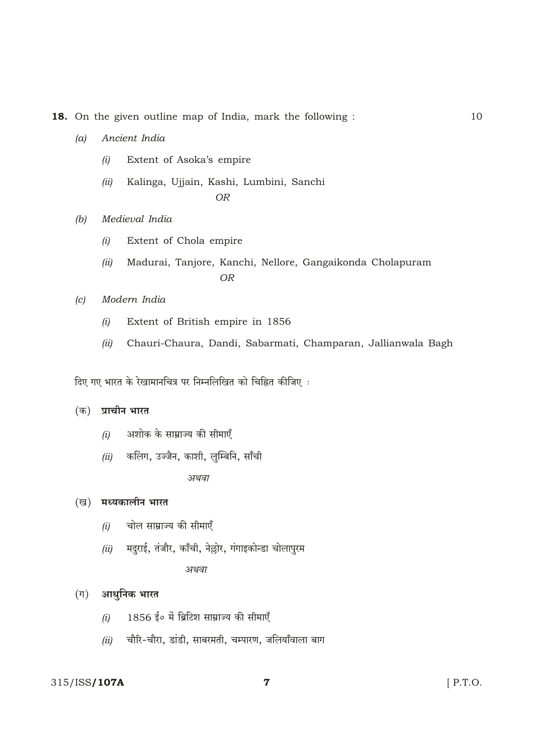**18.** On the given outline map of India, mark the following : 10

*(a)* *Ancient India*

*(i)* Extent of Asoka's empire

*(ii)* Kalinga, Ujjain, Kashi, Lumbini, Sanchi

*OR*

*(b)* *Medieval India*

*(i)* Extent of Chola empire

*(ii)* Madurai, Tanjore, Kanchi, Nellore, Gangaikonda Cholapuram

*OR*

*(c)* *Modern India*

*(i)* Extent of British empire in 1856

*(ii)* Chauri-Chaura, Dandi, Sabarmati, Champaran, Jallianwala Bagh

दिए गए भारत के रेखामानचित्र पर निम्नलिखित को चिह्नित कीजिए :

(क) **प्राचीन भारत**

*(i)* अशोक के साम्राज्य की सीमाएँ

*(ii)* कलिंग, उज्जैन, काशी, लुम्बिनि, साँची

*अथवा*

(ख) **मध्यकालीन भारत**

*(i)* चोल साम्राज्य की सीमाएँ

*(ii)* मदुराई, तंजौर, काँची, नेल्लोर, गंगाइकोन्डा चोलापुरम

*अथवा*

(ग) **आधुनिक भारत**

*(i)* 1856 ई० में ब्रिटिश साम्राज्य की सीमाएँ

*(ii)* चौरि-चौरा, डांडी, साबरमती, चम्पारण, जलियाँवाला बाग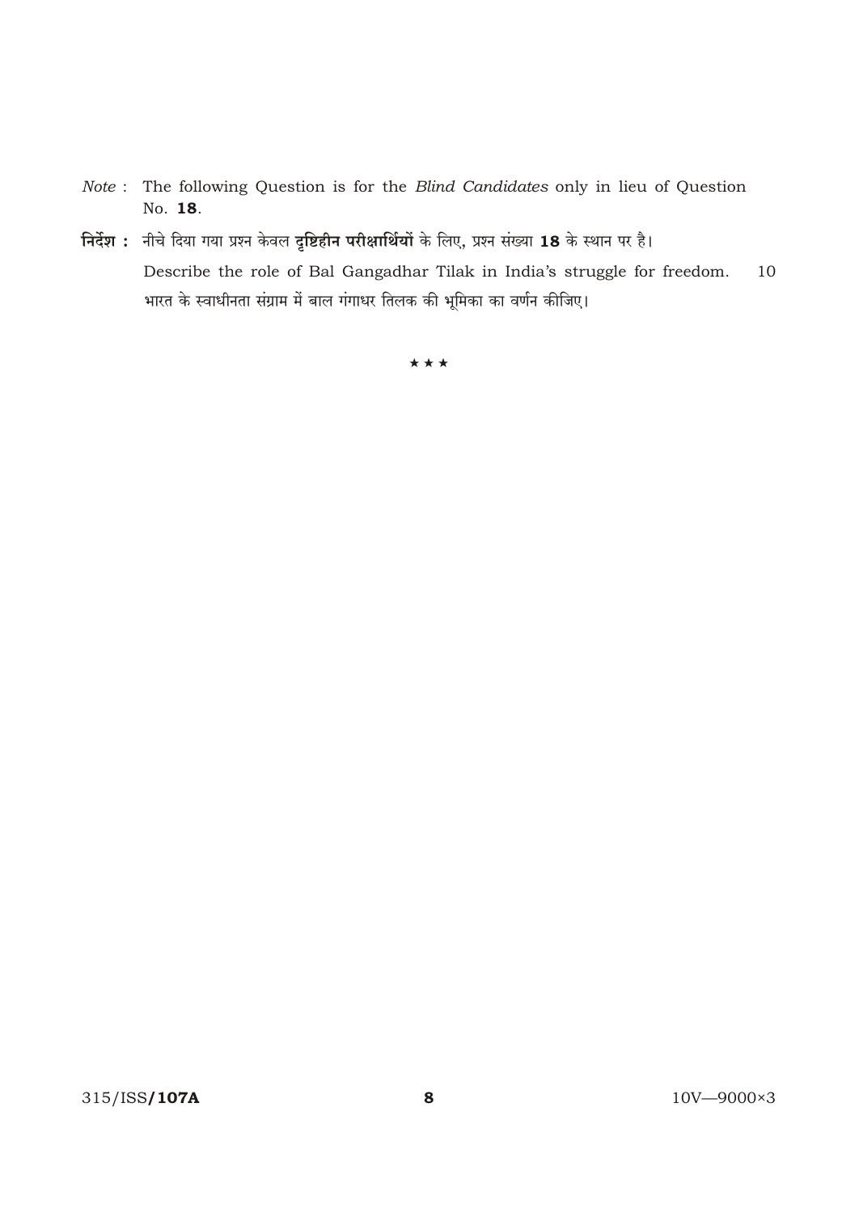*Note* : The following Question is for the *Blind Candidates* only in lieu of Question No. **18**.

**निर्देश :** नीचे दिया गया प्रश्न केवल **दृष्टिहीन परीक्षार्थियों** के लिए, प्रश्न संख्या **18** के स्थान पर है।

Describe the role of Bal Gangadhar Tilak in India's struggle for freedom. 10

भारत के स्वाधीनता संग्राम में बाल गंगाधर तिलक की भूमिका का वर्णन कीजिए।

★ ★ ★

315/ISS/**107A**

10V—9000×3